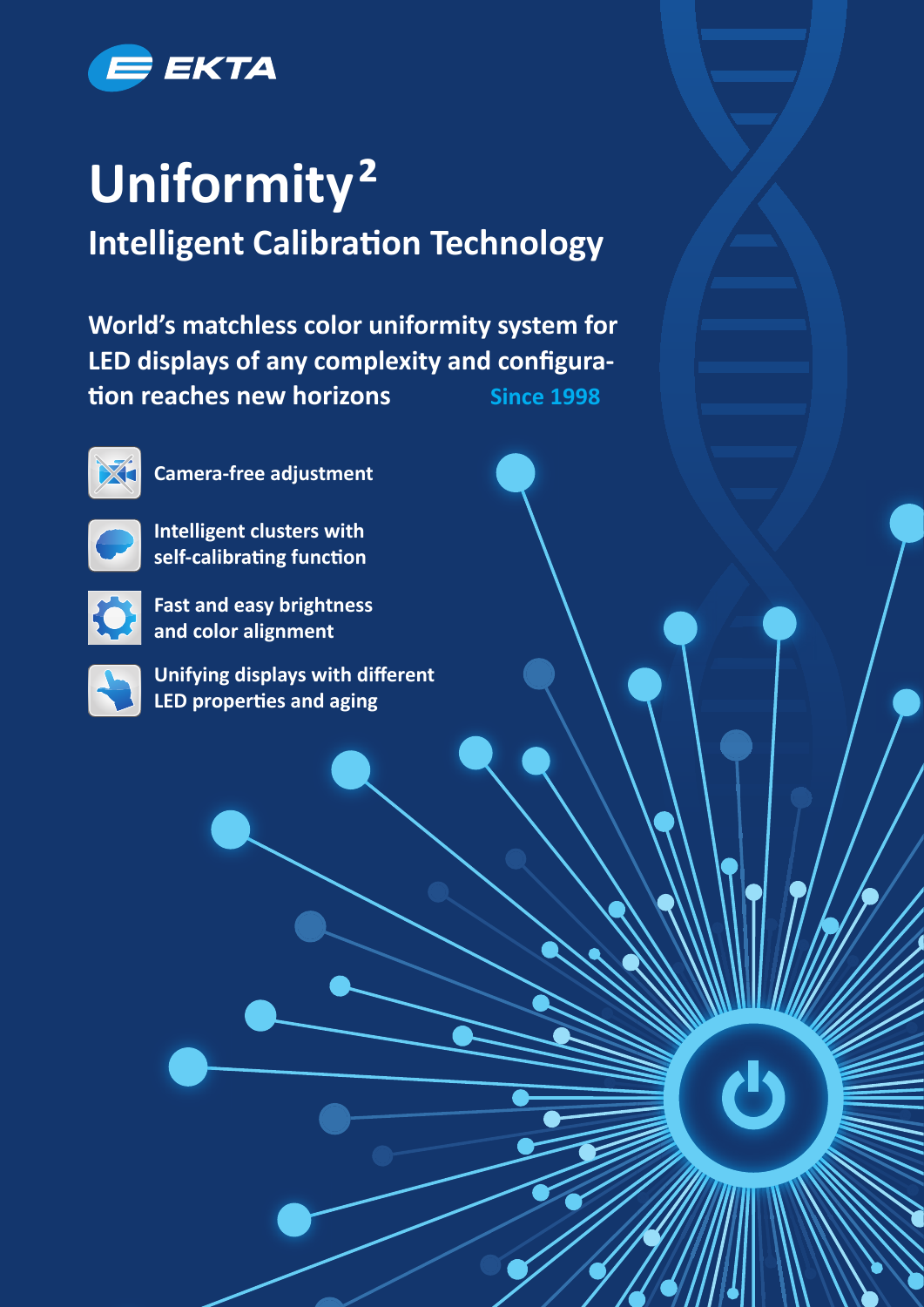EKTA

# Uniformity²

## Intelligent Calibration Technology

**World's matchless color uniformity system for LED displays of any complexity and configuration reaches new horizons**

**Since 1998**

- Camera-free adjustment
- Intelligent clusters with self-calibrating function
- Fast and easy brightness and color alignment
- Unifying displays with different LED properties and aging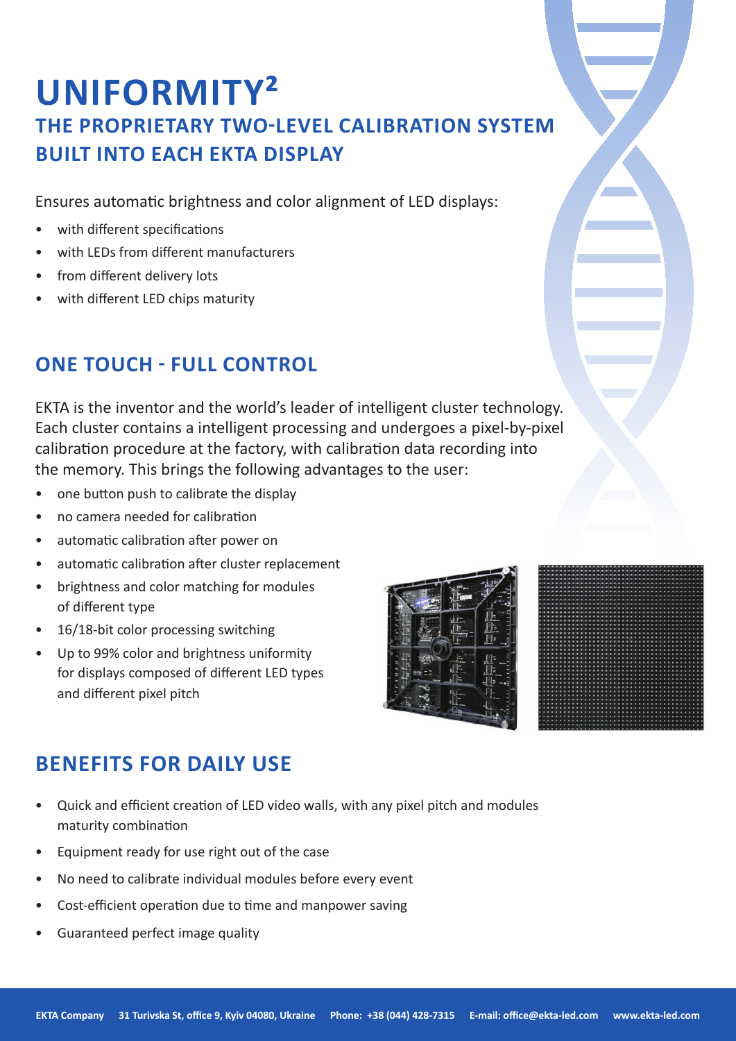# UNIFORMITY²

## THE PROPRIETARY TWO-LEVEL CALIBRATION SYSTEM BUILT INTO EACH EKTA DISPLAY

Ensures automatic brightness and color alignment of LED displays:

- with different specifications
- with LEDs from different manufacturers
- from different delivery lots
- with different LED chips maturity

## ONE TOUCH - FULL CONTROL

EKTA is the inventor and the world's leader of intelligent cluster technology. Each cluster contains a intelligent processing and undergoes a pixel-by-pixel calibration procedure at the factory, with calibration data recording into the memory. This brings the following advantages to the user:

- one button push to calibrate the display
- no camera needed for calibration
- automatic calibration after power on
- automatic calibration after cluster replacement
- brightness and color matching for modules of different type
- 16/18-bit color processing switching
- Up to 99% color and brightness uniformity for displays composed of different LED types and different pixel pitch

## BENEFITS FOR DAILY USE

- Quick and efficient creation of LED video walls, with any pixel pitch and modules maturity combination
- Equipment ready for use right out of the case
- No need to calibrate individual modules before every event
- Cost-efficient operation due to time and manpower saving
- Guaranteed perfect image quality

**EKTA Company** **31 Turivska St, office 9, Kyiv 04080, Ukraine** **Phone: +38 (044) 428-7315** **E-mail: office@ekta-led.com** **www.ekta-led.com**